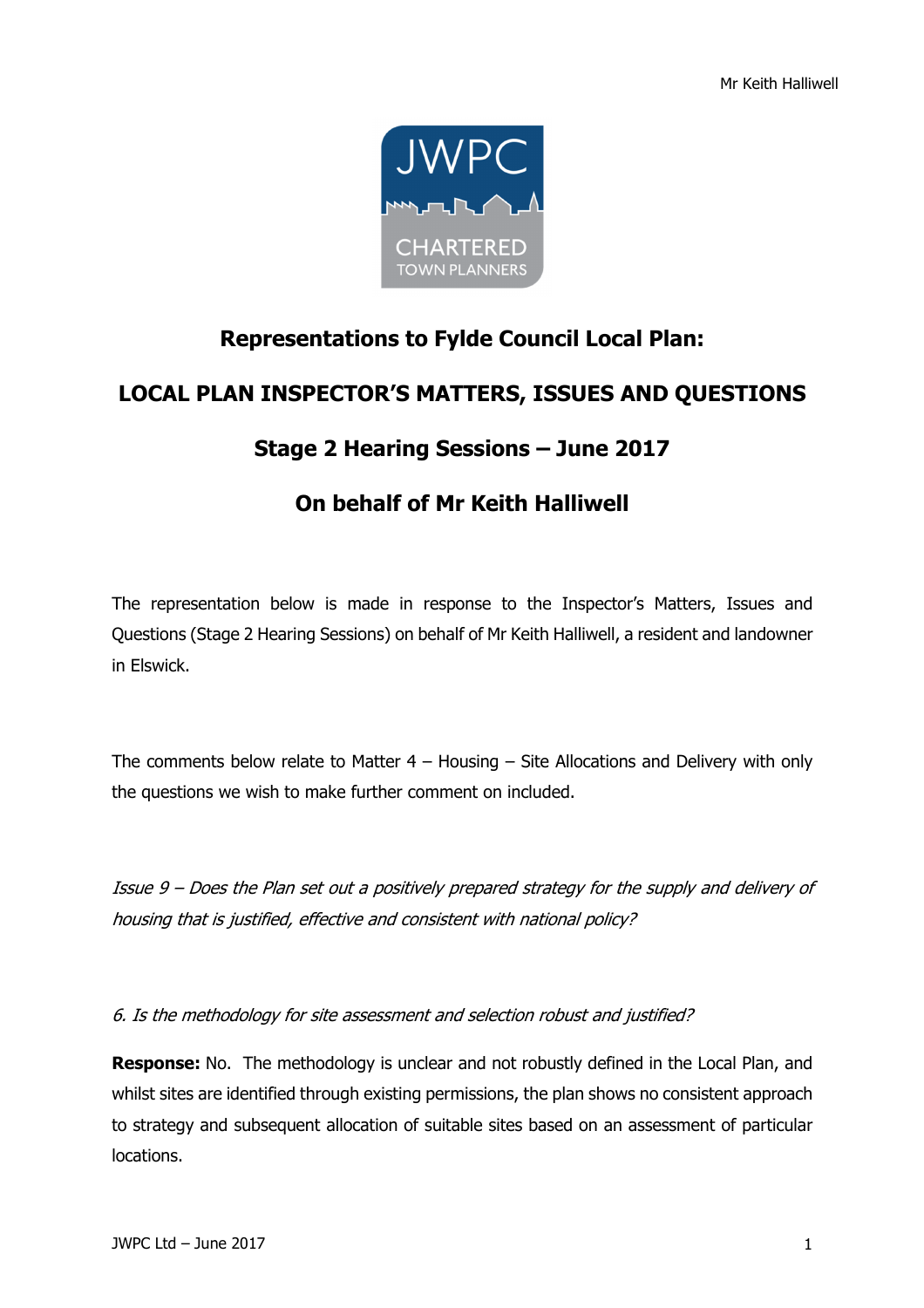# Representations to Fylde Council Local Plan:

# LOCAL PLAN INSPECTOR'S MATTERS, ISSUES AND QUESTIONS

## Stage 2 Hearing Sessions – June 2017

## On behalf of Mr Keith Halliwell

The representation below is made in response to the Inspector's Matters, Issues and Questions (Stage 2 Hearing Sessions) on behalf of Mr Keith Halliwell, a resident and landowner in Elswick.

The comments below relate to Matter 4 – Housing – Site Allocations and Delivery with only the questions we wish to make further comment on included.

*Issue 9 – Does the Plan set out a positively prepared strategy for the supply and delivery of housing that is justified, effective and consistent with national policy?*

*6. Is the methodology for site assessment and selection robust and justified?*

**Response:** No. The methodology is unclear and not robustly defined in the Local Plan, and whilst sites are identified through existing permissions, the plan shows no consistent approach to strategy and subsequent allocation of suitable sites based on an assessment of particular locations.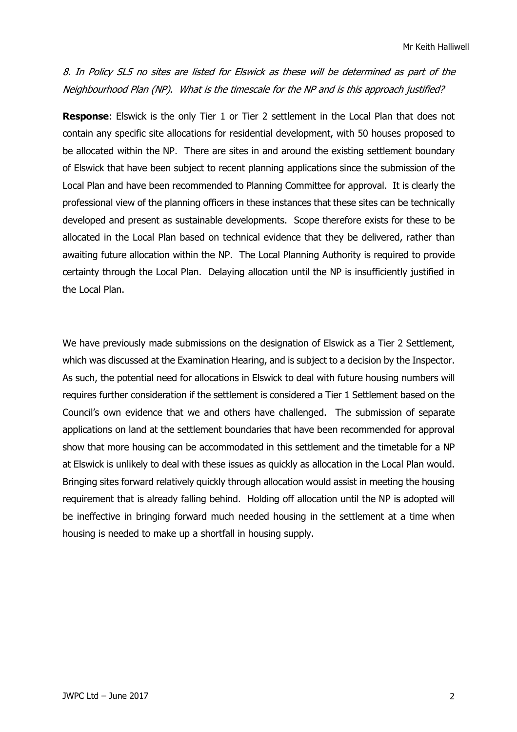*8. In Policy SL5 no sites are listed for Elswick as these will be determined as part of the Neighbourhood Plan (NP). What is the timescale for the NP and is this approach justified?*

**Response**: Elswick is the only Tier 1 or Tier 2 settlement in the Local Plan that does not contain any specific site allocations for residential development, with 50 houses proposed to be allocated within the NP. There are sites in and around the existing settlement boundary of Elswick that have been subject to recent planning applications since the submission of the Local Plan and have been recommended to Planning Committee for approval. It is clearly the professional view of the planning officers in these instances that these sites can be technically developed and present as sustainable developments. Scope therefore exists for these to be allocated in the Local Plan based on technical evidence that they be delivered, rather than awaiting future allocation within the NP. The Local Planning Authority is required to provide certainty through the Local Plan. Delaying allocation until the NP is insufficiently justified in the Local Plan.

We have previously made submissions on the designation of Elswick as a Tier 2 Settlement, which was discussed at the Examination Hearing, and is subject to a decision by the Inspector. As such, the potential need for allocations in Elswick to deal with future housing numbers will requires further consideration if the settlement is considered a Tier 1 Settlement based on the Council's own evidence that we and others have challenged. The submission of separate applications on land at the settlement boundaries that have been recommended for approval show that more housing can be accommodated in this settlement and the timetable for a NP at Elswick is unlikely to deal with these issues as quickly as allocation in the Local Plan would. Bringing sites forward relatively quickly through allocation would assist in meeting the housing requirement that is already falling behind. Holding off allocation until the NP is adopted will be ineffective in bringing forward much needed housing in the settlement at a time when housing is needed to make up a shortfall in housing supply.